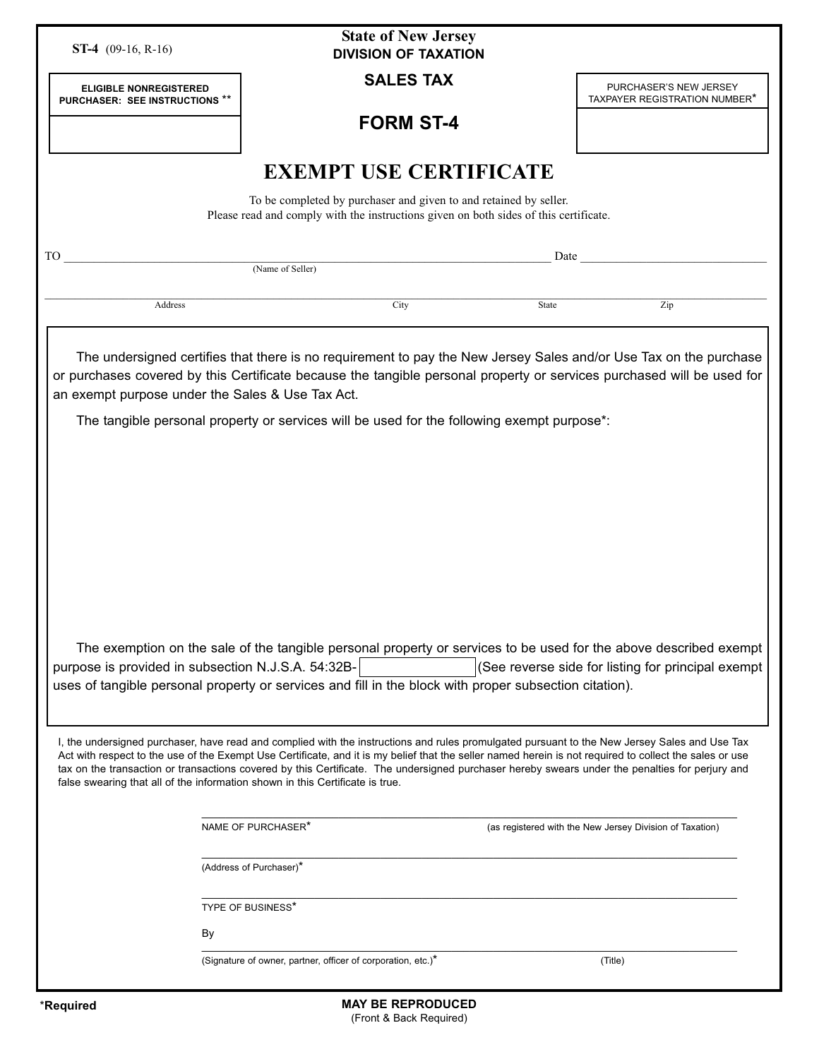ST-4 (09-16, R-16)

**State of New Jersey**
**DIVISION OF TAXATION**

**ELIGIBLE NONREGISTERED PURCHASER: SEE INSTRUCTIONS** **

**SALES TAX**

**FORM ST-4**

PURCHASER'S NEW JERSEY TAXPAYER REGISTRATION NUMBER*

# EXEMPT USE CERTIFICATE

To be completed by purchaser and given to and retained by seller.
Please read and comply with the instructions given on both sides of this certificate.

TO ______________________________ (Name of Seller) Date ______________

______________________________
Address City State Zip

The undersigned certifies that there is no requirement to pay the New Jersey Sales and/or Use Tax on the purchase or purchases covered by this Certificate because the tangible personal property or services purchased will be used for an exempt purpose under the Sales & Use Tax Act.

The tangible personal property or services will be used for the following exempt purpose*:

The exemption on the sale of the tangible personal property or services to be used for the above described exempt purpose is provided in subsection N.J.S.A. 54:32B- ________ (See reverse side for listing for principal exempt uses of tangible personal property or services and fill in the block with proper subsection citation).

I, the undersigned purchaser, have read and complied with the instructions and rules promulgated pursuant to the New Jersey Sales and Use Tax Act with respect to the use of the Exempt Use Certificate, and it is my belief that the seller named herein is not required to collect the sales or use tax on the transaction or transactions covered by this Certificate. The undersigned purchaser hereby swears under the penalties for perjury and false swearing that all of the information shown in this Certificate is true.

______________________________
NAME OF PURCHASER* (as registered with the New Jersey Division of Taxation)

______________________________
(Address of Purchaser)*

______________________________
TYPE OF BUSINESS*

By ______________________________
(Signature of owner, partner, officer of corporation, etc.)* (Title)

*Required

**MAY BE REPRODUCED**
(Front & Back Required)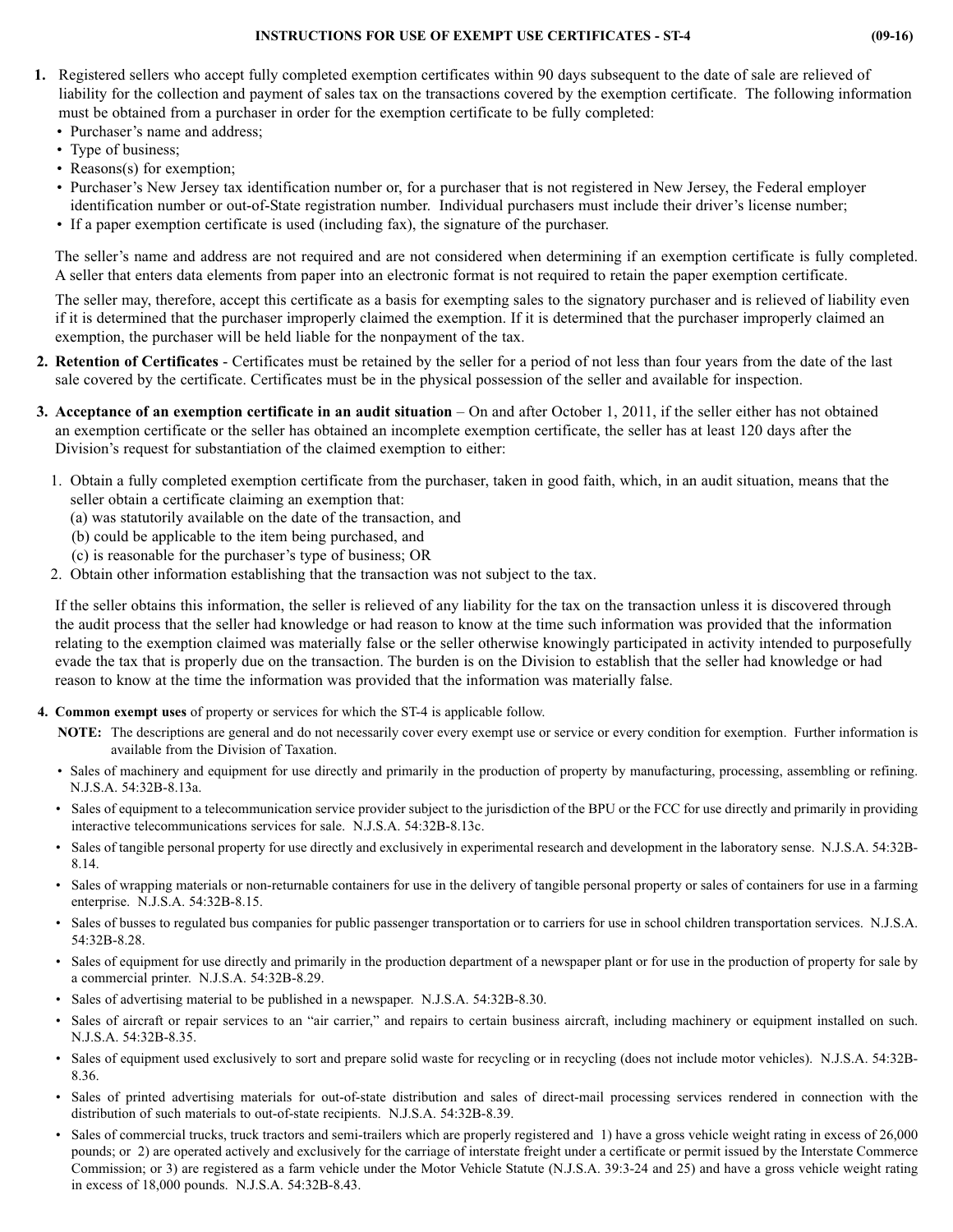## INSTRUCTIONS FOR USE OF EXEMPT USE CERTIFICATES - ST-4 (09-16)

1. Registered sellers who accept fully completed exemption certificates within 90 days subsequent to the date of sale are relieved of liability for the collection and payment of sales tax on the transactions covered by the exemption certificate. The following information must be obtained from a purchaser in order for the exemption certificate to be fully completed:
   - Purchaser's name and address;
   - Type of business;
   - Reasons(s) for exemption;
   - Purchaser's New Jersey tax identification number or, for a purchaser that is not registered in New Jersey, the Federal employer identification number or out-of-State registration number. Individual purchasers must include their driver's license number;
   - If a paper exemption certificate is used (including fax), the signature of the purchaser.

   The seller's name and address are not required and are not considered when determining if an exemption certificate is fully completed. A seller that enters data elements from paper into an electronic format is not required to retain the paper exemption certificate.

   The seller may, therefore, accept this certificate as a basis for exempting sales to the signatory purchaser and is relieved of liability even if it is determined that the purchaser improperly claimed the exemption. If it is determined that the purchaser improperly claimed an exemption, the purchaser will be held liable for the nonpayment of the tax.

2. **Retention of Certificates** - Certificates must be retained by the seller for a period of not less than four years from the date of the last sale covered by the certificate. Certificates must be in the physical possession of the seller and available for inspection.

3. **Acceptance of an exemption certificate in an audit situation** – On and after October 1, 2011, if the seller either has not obtained an exemption certificate or the seller has obtained an incomplete exemption certificate, the seller has at least 120 days after the Division's request for substantiation of the claimed exemption to either:

   1. Obtain a fully completed exemption certificate from the purchaser, taken in good faith, which, in an audit situation, means that the seller obtain a certificate claiming an exemption that:
      (a) was statutorily available on the date of the transaction, and
      (b) could be applicable to the item being purchased, and
      (c) is reasonable for the purchaser's type of business; OR
   2. Obtain other information establishing that the transaction was not subject to the tax.

   If the seller obtains this information, the seller is relieved of any liability for the tax on the transaction unless it is discovered through the audit process that the seller had knowledge or had reason to know at the time such information was provided that the information relating to the exemption claimed was materially false or the seller otherwise knowingly participated in activity intended to purposefully evade the tax that is properly due on the transaction. The burden is on the Division to establish that the seller had knowledge or had reason to know at the time the information was provided that the information was materially false.

4. **Common exempt uses** of property or services for which the ST-4 is applicable follow.

   **NOTE:** The descriptions are general and do not necessarily cover every exempt use or service or every condition for exemption. Further information is available from the Division of Taxation.

   - Sales of machinery and equipment for use directly and primarily in the production of property by manufacturing, processing, assembling or refining. N.J.S.A. 54:32B-8.13a.
   - Sales of equipment to a telecommunication service provider subject to the jurisdiction of the BPU or the FCC for use directly and primarily in providing interactive telecommunications services for sale. N.J.S.A. 54:32B-8.13c.
   - Sales of tangible personal property for use directly and exclusively in experimental research and development in the laboratory sense. N.J.S.A. 54:32B-8.14.
   - Sales of wrapping materials or non-returnable containers for use in the delivery of tangible personal property or sales of containers for use in a farming enterprise. N.J.S.A. 54:32B-8.15.
   - Sales of busses to regulated bus companies for public passenger transportation or to carriers for use in school children transportation services. N.J.S.A. 54:32B-8.28.
   - Sales of equipment for use directly and primarily in the production department of a newspaper plant or for use in the production of property for sale by a commercial printer. N.J.S.A. 54:32B-8.29.
   - Sales of advertising material to be published in a newspaper. N.J.S.A. 54:32B-8.30.
   - Sales of aircraft or repair services to an "air carrier," and repairs to certain business aircraft, including machinery or equipment installed on such. N.J.S.A. 54:32B-8.35.
   - Sales of equipment used exclusively to sort and prepare solid waste for recycling or in recycling (does not include motor vehicles). N.J.S.A. 54:32B-8.36.
   - Sales of printed advertising materials for out-of-state distribution and sales of direct-mail processing services rendered in connection with the distribution of such materials to out-of-state recipients. N.J.S.A. 54:32B-8.39.
   - Sales of commercial trucks, truck tractors and semi-trailers which are properly registered and 1) have a gross vehicle weight rating in excess of 26,000 pounds; or 2) are operated actively and exclusively for the carriage of interstate freight under a certificate or permit issued by the Interstate Commerce Commission; or 3) are registered as a farm vehicle under the Motor Vehicle Statute (N.J.S.A. 39:3-24 and 25) and have a gross vehicle weight rating in excess of 18,000 pounds. N.J.S.A. 54:32B-8.43.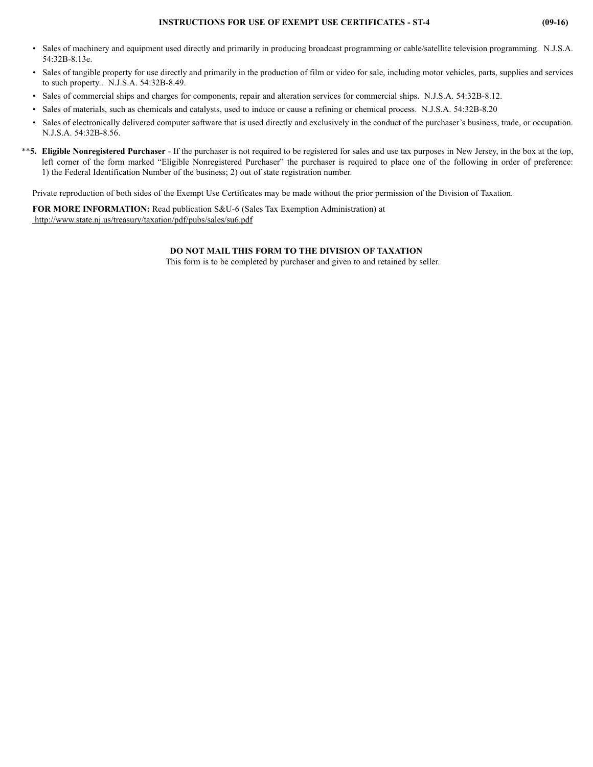- Sales of machinery and equipment used directly and primarily in producing broadcast programming or cable/satellite television programming. N.J.S.A. 54:32B-8.13e.
- Sales of tangible property for use directly and primarily in the production of film or video for sale, including motor vehicles, parts, supplies and services to such property.. N.J.S.A. 54:32B-8.49.
- Sales of commercial ships and charges for components, repair and alteration services for commercial ships. N.J.S.A. 54:32B-8.12.
- Sales of materials, such as chemicals and catalysts, used to induce or cause a refining or chemical process. N.J.S.A. 54:32B-8.20
- Sales of electronically delivered computer software that is used directly and exclusively in the conduct of the purchaser's business, trade, or occupation. N.J.S.A. 54:32B-8.56.

**5. Eligible Nonregistered Purchaser** - If the purchaser is not required to be registered for sales and use tax purposes in New Jersey, in the box at the top, left corner of the form marked "Eligible Nonregistered Purchaser" the purchaser is required to place one of the following in order of preference: 1) the Federal Identification Number of the business; 2) out of state registration number.

Private reproduction of both sides of the Exempt Use Certificates may be made without the prior permission of the Division of Taxation.

**FOR MORE INFORMATION:** Read publication S&U-6 (Sales Tax Exemption Administration) at http://www.state.nj.us/treasury/taxation/pdf/pubs/sales/su6.pdf

**DO NOT MAIL THIS FORM TO THE DIVISION OF TAXATION**

This form is to be completed by purchaser and given to and retained by seller.